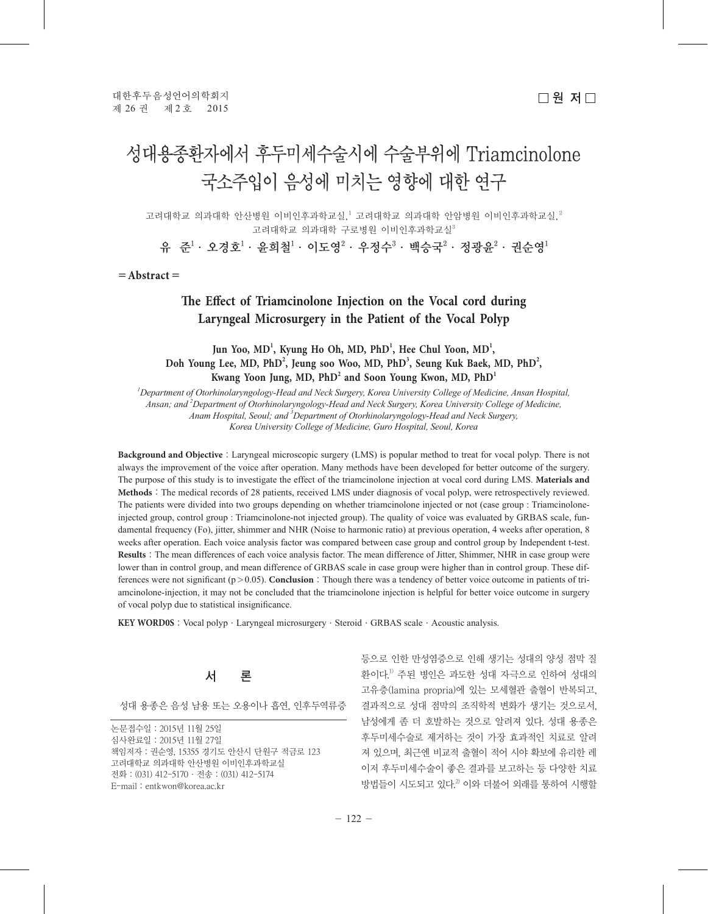□ 원 저 □

# 성대용종환자에서 후두미세수술시에 수술부위에 Triamcinolone 국소주입이 음성에 미치는 영향에 대한 연구

고려대학교 의과대학 안산병원 이비인후과학교실,[1] 고려대학교 의과대학 안암병원 이비인후과학교실,[2] 고려대학교 의과대학 구로병원 이비인후과학교실[3]

**유 준[1] · 오경호[1] · 윤희철[1] · 이도영[2] · 우정수[3] · 백승국[2] · 정광윤[2] · 권순영[1]**

**= Abstract =**

## The Effect of Triamcinolone Injection on the Vocal cord during Laryngeal Microsurgery in the Patient of the Vocal Polyp

**Jun Yoo, MD[1], Kyung Ho Oh, MD, PhD[1], Hee Chul Yoon, MD[1], Doh Young Lee, MD, PhD[2], Jeung soo Woo, MD, PhD[3], Seung Kuk Baek, MD, PhD[2], Kwang Yoon Jung, MD, PhD[2] and Soon Young Kwon, MD, PhD[1]**

*[1]Department of Otorhinolaryngology-Head and Neck Surgery, Korea University College of Medicine, Ansan Hospital, Ansan; and [2]Department of Otorhinolaryngology-Head and Neck Surgery, Korea University College of Medicine, Anam Hospital, Seoul; and [3]Department of Otorhinolaryngology-Head and Neck Surgery, Korea University College of Medicine, Guro Hospital, Seoul, Korea*

**Background and Objective** : Laryngeal microscopic surgery (LMS) is popular method to treat for vocal polyp. There is not always the improvement of the voice after operation. Many methods have been developed for better outcome of the surgery. The purpose of this study is to investigate the effect of the triamcinolone injection at vocal cord during LMS. **Materials and Methods** : The medical records of 28 patients, received LMS under diagnosis of vocal polyp, were retrospectively reviewed. The patients were divided into two groups depending on whether triamcinolone injected or not (case group : Triamcinolone-injected group, control group : Triamcinolone-not injected group). The quality of voice was evaluated by GRBAS scale, fundamental frequency (Fo), jitter, shimmer and NHR (Noise to harmonic ratio) at previous operation, 4 weeks after operation, 8 weeks after operation. Each voice analysis factor was compared between case group and control group by Independent t-test. **Results** : The mean differences of each voice analysis factor. The mean difference of Jitter, Shimmer, NHR in case group were lower than in control group, and mean difference of GRBAS scale in case group were higher than in control group. These differences were not significant ($p > 0.05$). **Conclusion** : Though there was a tendency of better voice outcome in patients of triamcinolone-injection, it may not be concluded that the triamcinolone injection is helpful for better voice outcome in surgery of vocal polyp due to statistical insignificance.

**KEY WORD0S** : Vocal polyp · Laryngeal microsurgery · Steroid · GRBAS scale · Acoustic analysis.

## 서 론

성대 용종은 음성 남용 또는 오용이나 흡연, 인후두역류증 등으로 인한 만성염증으로 인해 생기는 성대의 양성 점막 질환이다.[1)] 주된 병인은 과도한 성대 자극으로 인하여 성대의 고유층(lamina propria)에 있는 모세혈관 출혈이 반복되고, 결과적으로 성대 점막의 조직학적 변화가 생기는 것으로서, 남성에게 좀 더 호발하는 것으로 알려져 있다. 성대 용종은 후두미세수술로 제거하는 것이 가장 효과적인 치료로 알려져 있으며, 최근엔 비교적 출혈이 적어 시야 확보에 유리한 레이저 후두미세수술이 좋은 결과를 보고하는 등 다양한 치료 방법들이 시도되고 있다.[2)] 이와 더불어 외래를 통하여 시행할

논문접수일 : 2015년 11월 25일
심사완료일 : 2015년 11월 27일
책임저자 : 권순영, 15355 경기도 안산시 단원구 적금로 123
고려대학교 의과대학 안산병원 이비인후과학교실
전화 : (031) 412-5170 · 전송 : (031) 412-5174
E-mail : entkwon@korea.ac.kr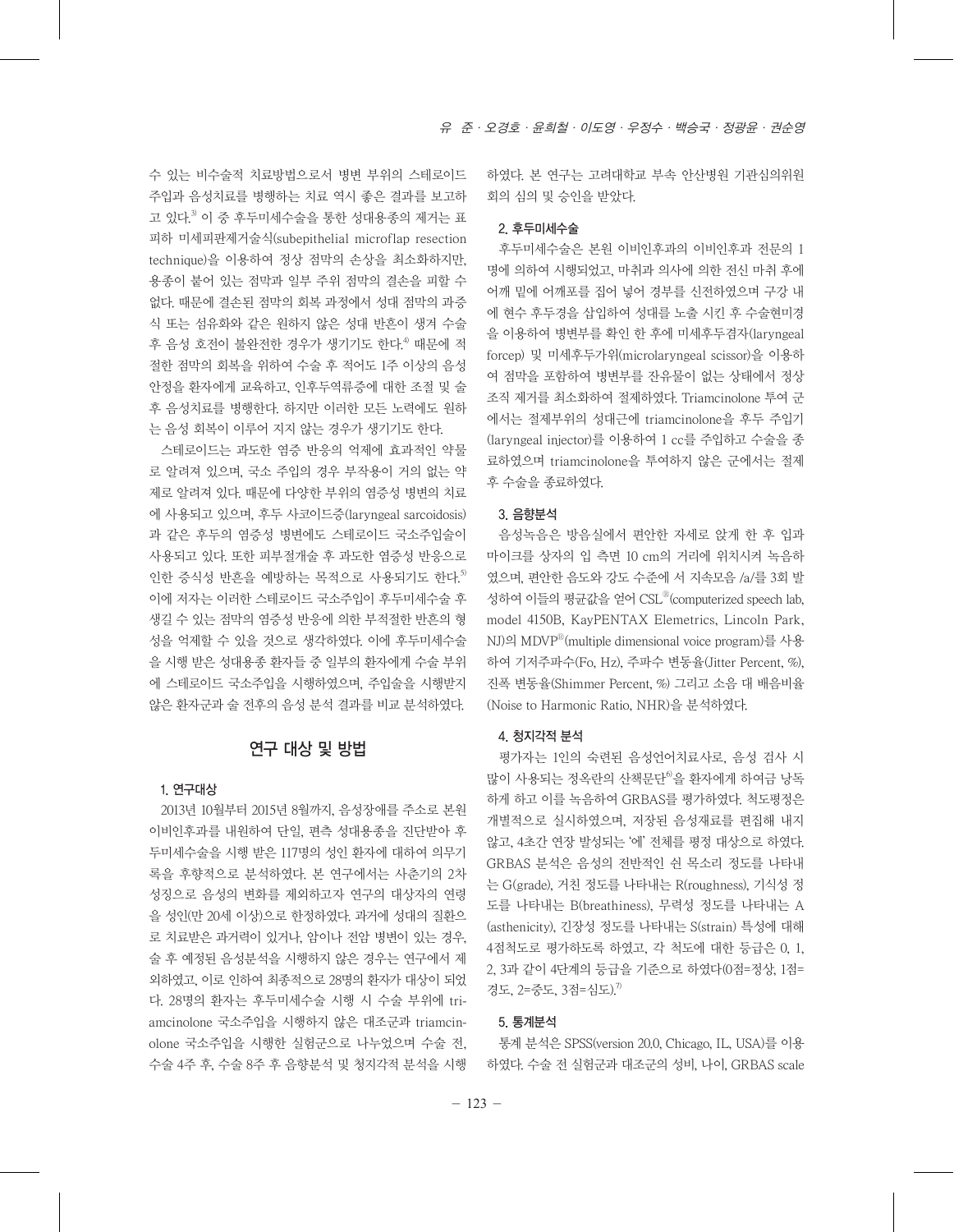수 있는 비수술적 치료방법으로서 병변 부위의 스테로이드 주입과 음성치료를 병행하는 치료 역시 좋은 결과를 보고하고 있다.[3] 이 중 후두미세수술을 통한 성대용종의 제거는 표피하 미세피판제거술식(subepithelial microflap resection technique)을 이용하여 정상 점막의 손상을 최소화하지만, 용종이 붙어 있는 점막과 일부 주위 점막의 결손을 피할 수 없다. 때문에 결손된 점막의 회복 과정에서 성대 점막의 과증식 또는 섬유화와 같은 원하지 않은 성대 반흔이 생겨 수술 후 음성 호전이 불완전한 경우가 생기기도 한다.[4] 때문에 적절한 점막의 회복을 위하여 수술 후 적어도 1주 이상의 음성 안정을 환자에게 교육하고, 인후두역류증에 대한 조절 및 술 후 음성치료를 병행한다. 하지만 이러한 모든 노력에도 원하는 음성 회복이 이루어 지지 않는 경우가 생기기도 한다.

스테로이드는 과도한 염증 반응의 억제에 효과적인 약물로 알려져 있으며, 국소 주입의 경우 부작용이 거의 없는 약제로 알려져 있다. 때문에 다양한 부위의 염증성 병변의 치료에 사용되고 있으며, 후두 사코이드증(laryngeal sarcoidosis)과 같은 후두의 염증성 병변에도 스테로이드 국소주입술이 사용되고 있다. 또한 피부절개술 후 과도한 염증성 반응으로 인한 증식성 반흔을 예방하는 목적으로 사용되기도 한다.[5] 이에 저자는 이러한 스테로이드 국소주입이 후두미세수술 후 생길 수 있는 점막의 염증성 반응에 의한 부적절한 반흔의 형성을 억제할 수 있을 것으로 생각하였다. 이에 후두미세수술을 시행 받은 성대용종 환자들 중 일부의 환자에게 수술 부위에 스테로이드 국소주입을 시행하였으며, 주입술을 시행받지 않은 환자군과 술 전후의 음성 분석 결과를 비교 분석하였다.

## 연구 대상 및 방법

### 1. 연구대상

2013년 10월부터 2015년 8월까지, 음성장애를 주소로 본원 이비인후과를 내원하여 단일, 편측 성대용종을 진단받아 후두미세수술을 시행 받은 117명의 성인 환자에 대하여 의무기록을 후향적으로 분석하였다. 본 연구에서는 사춘기의 2차 성징으로 음성의 변화를 제외하고자 연구의 대상자의 연령을 성인(만 20세 이상)으로 한정하였다. 과거에 성대의 질환으로 치료받은 과거력이 있거나, 암이나 전암 병변이 있는 경우, 술 후 예정된 음성분석을 시행하지 않은 경우는 연구에서 제외하였고, 이로 인하여 최종적으로 28명의 환자가 대상이 되었다. 28명의 환자는 후두미세수술 시행 시 수술 부위에 triamcinolone 국소주입을 시행하지 않은 대조군과 triamcinolone 국소주입을 시행한 실험군으로 나누었으며 수술 전, 수술 4주 후, 수술 8주 후 음향분석 및 청지각적 분석을 시행하였다. 본 연구는 고려대학교 부속 안산병원 기관심의위원회의 심의 및 승인을 받았다.

### 2. 후두미세수술

후두미세수술은 본원 이비인후과의 이비인후과 전문의 1명에 의하여 시행되었고, 마취과 의사에 의한 전신 마취 후에 어깨 밑에 어깨포를 집어 넣어 경부를 신전하였으며 구강 내에 현수 후두경을 삽입하여 성대를 노출 시킨 후 수술현미경을 이용하여 병변부를 확인 한 후에 미세후두겸자(laryngeal forcep) 및 미세후두가위(microlaryngeal scissor)을 이용하여 점막을 포함하여 병변부를 잔유물이 없는 상태에서 정상 조직 제거를 최소화하여 절제하였다. Triamcinolone 투여 군에서는 절제부위의 성대근에 triamcinolone을 후두 주입기(laryngeal injector)를 이용하여 1 cc를 주입하고 수술을 종료하였으며 triamcinolone을 투여하지 않은 군에서는 절제 후 수술을 종료하였다.

### 3. 음향분석

음성녹음은 방음실에서 편안한 자세로 앉게 한 후 입과 마이크를 상자의 입 측면 10 cm의 거리에 위치시켜 녹음하였으며, 편안한 음도와 강도 수준에 서 지속모음 /a/를 3회 발성하여 이들의 평균값을 얻어 CSL®(computerized speech lab, model 4150B, KayPENTAX Elemetrics, Lincoln Park, NJ)의 MDVP®(multiple dimensional voice program)를 사용하여 기저주파수(Fo, Hz), 주파수 변동율(Jitter Percent, %), 진폭 변동율(Shimmer Percent, %) 그리고 소음 대 배음비율(Noise to Harmonic Ratio, NHR)을 분석하였다.

### 4. 청지각적 분석

평가자는 1인의 숙련된 음성언어치료사로, 음성 검사 시 많이 사용되는 정옥란의 산책문단[6]을 환자에게 하여금 낭독하게 하고 이를 녹음하여 GRBAS를 평가하였다. 척도평정은 개별적으로 실시하였으며, 저장된 음성재료를 편집해 내지 않고, 4초간 연장 발성되는 '에' 전체를 평정 대상으로 하였다. GRBAS 분석은 음성의 전반적인 쉰 목소리 정도를 나타내는 G(grade), 거친 정도를 나타내는 R(roughness), 기식성 정도를 나타내는 B(breathiness), 무력성 정도를 나타내는 A (asthenicity), 긴장성 정도를 나타내는 S(strain) 특성에 대해 4점척도로 평가하도록 하였고, 각 척도에 대한 등급은 0, 1, 2, 3과 같이 4단계의 등급을 기준으로 하였다(0점=정상, 1점=경도, 2=중도, 3점=심도).[7]

### 5. 통계분석

통계 분석은 SPSS(version 20.0, Chicago, IL, USA)를 이용하였다. 수술 전 실험군과 대조군의 성비, 나이, GRBAS scale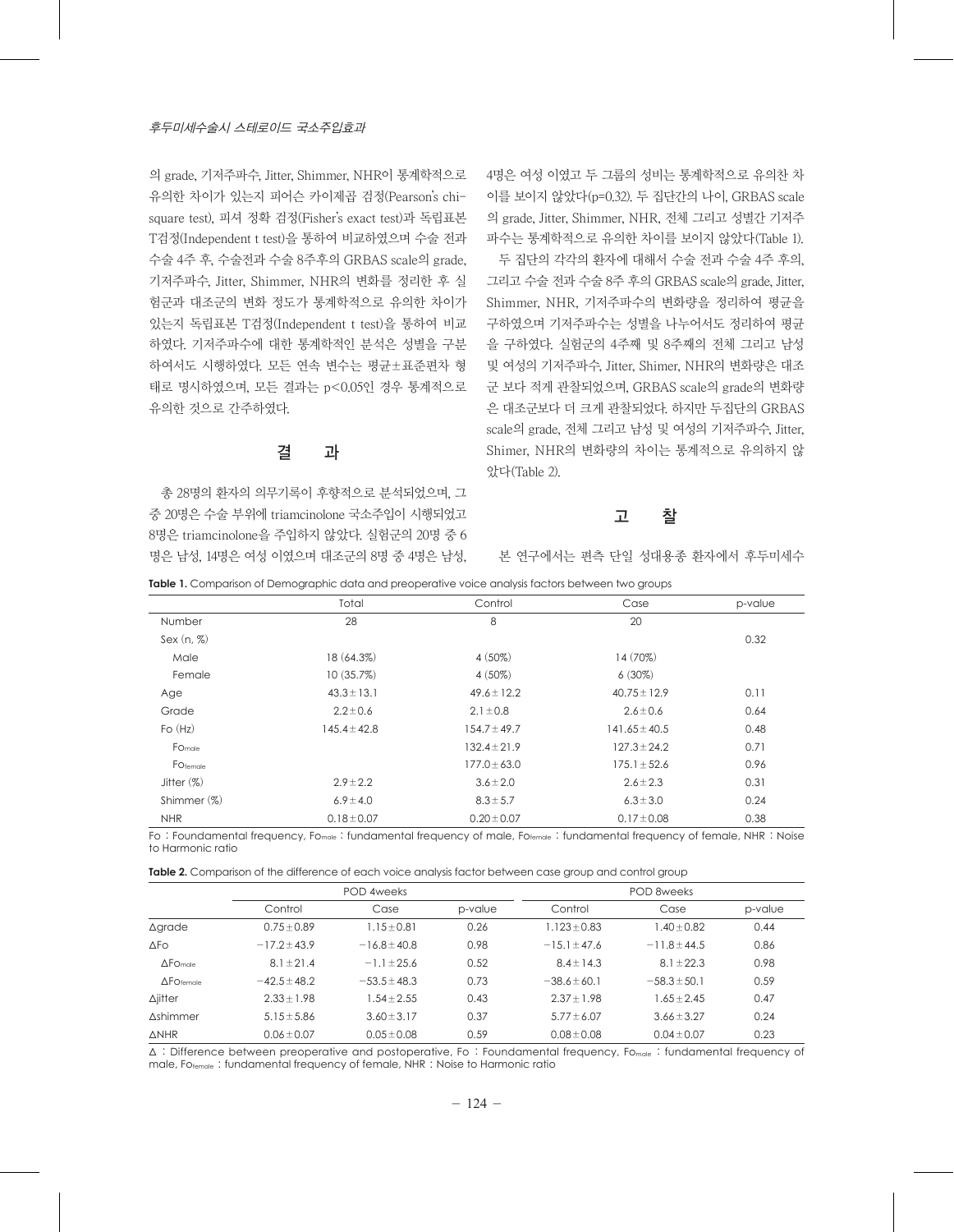의 grade, 기저주파수, Jitter, Shimmer, NHR이 통계학적으로 유의한 차이가 있는지 피어슨 카이제곱 검정(Pearson's chi-square test), 피셔 정확 검정(Fisher's exact test)과 독립표본 T검정(Independent t test)을 통하여 비교하였으며 수술 전과 수술 4주 후, 수술전과 수술 8주후의 GRBAS scale의 grade, 기저주파수, Jitter, Shimmer, NHR의 변화를 정리한 후 실험군과 대조군의 변화 정도가 통계학적으로 유의한 차이가 있는지 독립표본 T검정(Independent t test)을 통하여 비교하였다. 기저주파수에 대한 통계학적인 분석은 성별을 구분하여서도 시행하였다. 모든 연속 변수는 평균±표준편차 형태로 명시하였으며, 모든 결과는 $p<0.05$인 경우 통계적으로 유의한 것으로 간주하였다.

## 결 과

총 28명의 환자의 의무기록이 후향적으로 분석되었으며, 그 중 20명은 수술 부위에 triamcinolone 국소주입이 시행되었고 8명은 triamcinolone을 주입하지 않았다. 실험군의 20명 중 6명은 남성, 14명은 여성 이였으며 대조군의 8명 중 4명은 남성, 4명은 여성 이였고 두 그룹의 성비는 통계학적으로 유의한 차이를 보이지 않았다(p=0.32). 두 집단간의 나이, GRBAS scale의 grade, Jitter, Shimmer, NHR, 전체 그리고 성별간 기저주파수는 통계학적으로 유의한 차이를 보이지 않았다(Table 1).

두 집단의 각각의 환자에 대해서 수술 전과 수술 4주 후의, 그리고 수술 전과 수술 8주 후의 GRBAS scale의 grade, Jitter, Shimmer, NHR, 기저주파수의 변화량을 정리하여 평균을 구하였으며 기저주파수는 성별을 나누어서도 정리하여 평균을 구하였다. 실험군의 4주째 및 8주째의 전체 그리고 남성 및 여성의 기저주파수, Jitter, Shimer, NHR의 변화량은 대조군 보다 적게 관찰되었으며, GRBAS scale의 grade의 변화량은 대조군보다 더 크게 관찰되었다. 하지만 두집단의 GRBAS scale의 grade, 전체 그리고 남성 및 여성의 기저주파수, Jitter, Shimer, NHR의 변화량의 차이는 통계학적으로 유의하지 않았다(Table 2).

## 고 찰

본 연구에서는 편측 단일 성대용종 환자에서 후두미세수

**Table 1.** Comparison of Demographic data and preoperative voice analysis factors between two groups

| | Total | Control | Case | p-value |
|---|---|---|---|---|
| Number | 28 | 8 | 20 | |
| Sex (n, %) | | | | 0.32 |
| Male | 18 (64.3%) | 4 (50%) | 14 (70%) | |
| Female | 10 (35.7%) | 4 (50%) | 6 (30%) | |
| Age | 43.3±13.1 | 49.6±12.2 | 40.75±12.9 | 0.11 |
| Grade | 2.2±0.6 | 2.1±0.8 | 2.6±0.6 | 0.64 |
| Fo (Hz) | 145.4±42.8 | 154.7±49.7 | 141.65±40.5 | 0.48 |
| $Fo_{male}$ | | 132.4±21.9 | 127.3±24.2 | 0.71 |
| $Fo_{female}$ | | 177.0±63.0 | 175.1±52.6 | 0.96 |
| Jitter (%) | 2.9±2.2 | 3.6±2.0 | 2.6±2.3 | 0.31 |
| Shimmer (%) | 6.9±4.0 | 8.3±5.7 | 6.3±3.0 | 0.24 |
| NHR | 0.18±0.07 | 0.20±0.07 | 0.17±0.08 | 0.38 |

Fo : Foundamental frequency, $Fo_{male}$ : fundamental frequency of male, $Fo_{female}$ : fundamental frequency of female, NHR : Noise to Harmonic ratio

**Table 2.** Comparison of the difference of each voice analysis factor between case group and control group

| | POD 4weeks | | | POD 8weeks | | |
|---|---|---|---|---|---|---|
| | Control | Case | p-value | Control | Case | p-value |
| Δgrade | 0.75±0.89 | 1.15±0.81 | 0.26 | 1.123±0.83 | 1.40±0.82 | 0.44 |
| ΔFo | −17.2±43.9 | −16.8±40.8 | 0.98 | −15.1±47.6 | −11.8±44.5 | 0.86 |
| $\Delta Fo_{male}$ | 8.1±21.4 | −1.1±25.6 | 0.52 | 8.4±14.3 | 8.1±22.3 | 0.98 |
| $\Delta Fo_{female}$ | −42.5±48.2 | −53.5±48.3 | 0.73 | −38.6±60.1 | −58.3±50.1 | 0.59 |
| Δjitter | 2.33±1.98 | 1.54±2.55 | 0.43 | 2.37±1.98 | 1.65±2.45 | 0.47 |
| Δshimmer | 5.15±5.86 | 3.60±3.17 | 0.37 | 5.77±6.07 | 3.66±3.27 | 0.24 |
| ΔNHR | 0.06±0.07 | 0.05±0.08 | 0.59 | 0.08±0.08 | 0.04±0.07 | 0.23 |

Δ : Difference between preoperative and postoperative, Fo : Foundamental frequency, $Fo_{male}$ : fundamental frequency of male, $Fo_{female}$ : fundamental frequency of female, NHR : Noise to Harmonic ratio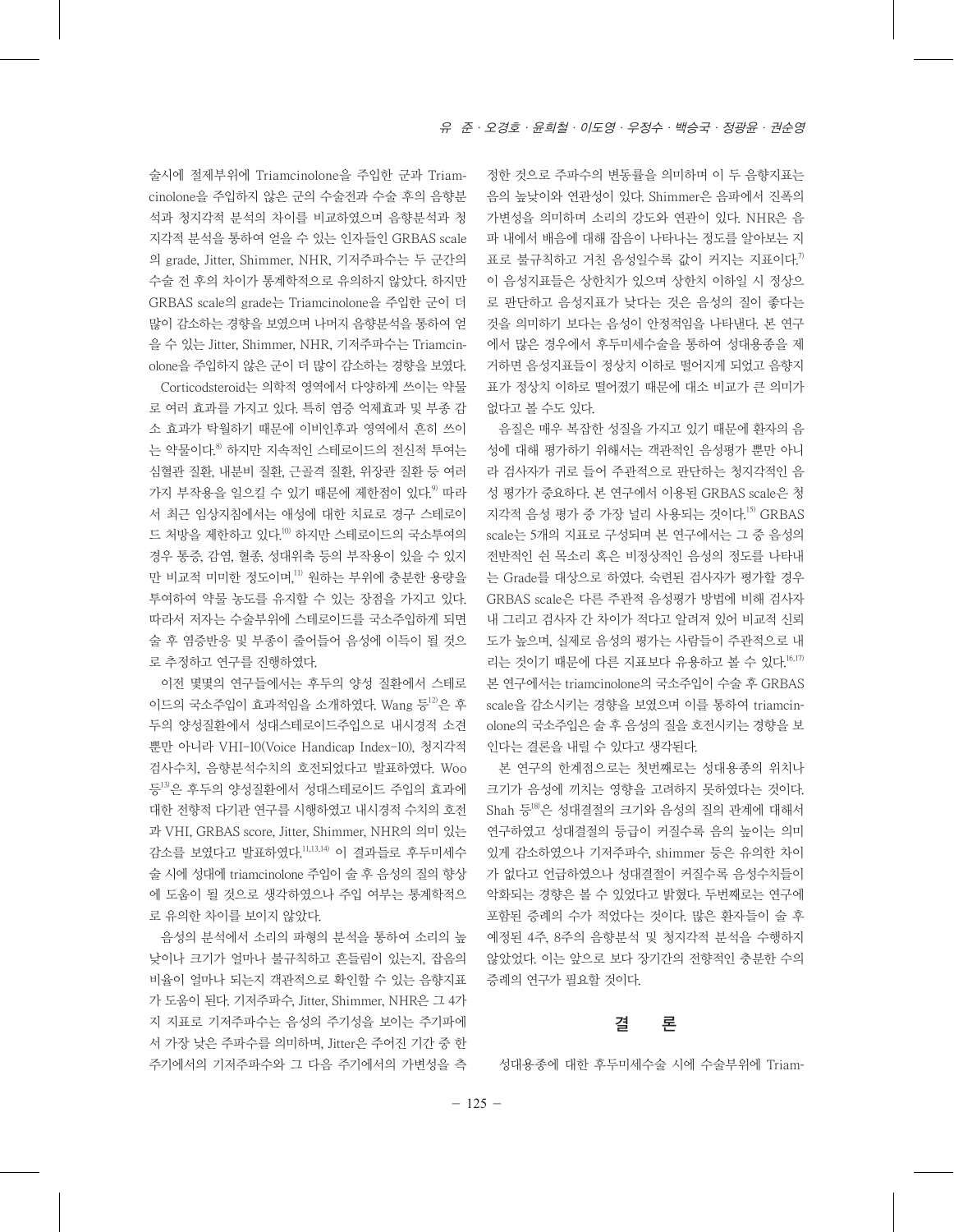술시에 절제부위에 Triamcinolone을 주입한 군과 Triamcinolone을 주입하지 않은 군의 수술전과 수술 후의 음향분석과 청지각적 분석의 차이를 비교하였으며 음향분석과 청지각적 분석을 통하여 얻을 수 있는 인자들인 GRBAS scale의 grade, Jitter, Shimmer, NHR, 기저주파수는 두 군간의 수술 전 후의 차이가 통계학적으로 유의하지 않았다. 하지만 GRBAS scale의 grade는 Triamcinolone을 주입한 군이 더 많이 감소하는 경향을 보였으며 나머지 음향분석을 통하여 얻을 수 있는 Jitter, Shimmer, NHR, 기저주파수는 Triamcinolone을 주입하지 않은 군이 더 많이 감소하는 경향을 보였다.

Corticodsteroid는 의학적 영역에서 다양하게 쓰이는 약물로 여러 효과를 가지고 있다. 특히 염증 억제효과 및 부종 감소 효과가 탁월하기 때문에 이비인후과 영역에서 흔히 쓰이는 약물이다.[8] 하지만 지속적인 스테로이드의 전신적 투여는 심혈관 질환, 내분비 질환, 근골격 질환, 위장관 질환 등 여러 가지 부작용을 일으킬 수 있기 때문에 제한점이 있다.[9] 따라서 최근 임상지침에서는 애성에 대한 치료로 경구 스테로이드 처방을 제한하고 있다.[10] 하지만 스테로이드의 국소투여의 경우 통증, 감염, 혈종, 성대위축 등의 부작용이 있을 수 있지만 비교적 미미한 정도이며,[11] 원하는 부위에 충분한 용량을 투여하여 약물 농도를 유지할 수 있는 장점을 가지고 있다. 따라서 저자는 수술부위에 스테로이드를 국소주입하게 되면 술 후 염증반응 및 부종이 줄어들어 음성에 이득이 될 것으로 추정하고 연구를 진행하였다.

이전 몇몇의 연구들에서는 후두의 양성 질환에서 스테로이드의 국소주입이 효과적임을 소개하였다. Wang 등[12]은 후두의 양성질환에서 성대스테로이드주입으로 내시경적 소견 뿐만 아니라 VHI-10(Voice Handicap Index-10), 청지각적 검사수치, 음향분석수치의 호전되었다고 발표하였다. Woo 등[13]은 후두의 양성질환에서 성대스테로이드 주입의 효과에 대한 전향적 다기관 연구를 시행하였고 내시경적 수치의 호전과 VHI, GRBAS score, Jitter, Shimmer, NHR의 의미 있는 감소를 보였다고 발표하였다.[11,13,14] 이 결과들로 후두미세수술 시에 성대에 triamcinolone 주입이 술 후 음성의 질의 향상에 도움이 될 것으로 생각하였으나 주입 여부는 통계학적으로 유의한 차이를 보이지 않았다.

음성의 분석에서 소리의 파형의 분석을 통하여 소리의 높낮이나 크기가 얼마나 불규칙하고 흔들림이 있는지, 잡음의 비율이 얼마나 되는지 객관적으로 확인할 수 있는 음향지표가 도움이 된다. 기저주파수, Jitter, Shimmer, NHR은 그 4가지 지표로 기저주파수는 음성의 주기성을 보이는 주기파에서 가장 낮은 주파수를 의미하며, Jitter은 주어진 기간 중 한 주기에서의 기저주파수와 그 다음 주기에서의 가변성을 측정한 것으로 주파수의 변동률을 의미하며 이 두 음향지표는 음의 높낮이와 연관성이 있다. Shimmer은 음파에서 진폭의 가변성을 의미하며 소리의 강도와 연관이 있다. NHR은 음파 내에서 배음에 대해 잡음이 나타나는 정도를 알아보는 지표로 불규칙하고 거친 음성일수록 값이 커지는 지표이다.[7] 이 음성지표들은 상한치가 있으며 상한치 이하일 시 정상으로 판단하고 음성지표가 낮다는 것은 음성의 질이 좋다는 것을 의미하기 보다는 음성이 안정적임을 나타낸다. 본 연구에서 많은 경우에서 후두미세수술을 통하여 성대용종을 제거하면 음성지표들이 정상치 이하로 떨어지게 되었고 음향지표가 정상치 이하로 떨어졌기 때문에 대소 비교가 큰 의미가 없다고 볼 수도 있다.

음질은 매우 복잡한 성질을 가지고 있기 때문에 환자의 음성에 대해 평가하기 위해서는 객관적인 음성평가 뿐만 아니라 검사자가 귀로 들어 주관적으로 판단하는 청지각적인 음성 평가가 중요하다. 본 연구에서 이용된 GRBAS scale은 청지각적 음성 평가 중 가장 널리 사용되는 것이다.[15] GRBAS scale는 5개의 지표로 구성되며 본 연구에서는 그 중 음성의 전반적인 쉰 목소리 혹은 비정상적인 음성의 정도를 나타내는 Grade를 대상으로 하였다. 숙련된 검사자가 평가할 경우 GRBAS scale은 다른 주관적 음성평가 방법에 비해 검사자 내 그리고 검사자 간 차이가 적다고 알려져 있어 비교적 신뢰도가 높으며, 실제로 음성의 평가는 사람들이 주관적으로 내리는 것이기 때문에 다른 지표보다 유용하다고 볼 수 있다.[16,17] 본 연구에서는 triamcinolone의 국소주입이 수술 후 GRBAS scale을 감소시키는 경향을 보였으며 이를 통하여 triamcinolone의 국소주입은 술 후 음성의 질을 호전시키는 경향을 보인다는 결론을 내릴 수 있다고 생각된다.

본 연구의 한계점으로는 첫번째로는 성대용종의 위치나 크기가 음성에 끼치는 영향을 고려하지 못하였다는 것이다. Shah 등[18]은 성대결절의 크기와 음성의 질의 관계에 대해서 연구하였고 성대결절의 등급이 커질수록 음의 높이는 의미 있게 감소하였으나 기저주파수, shimmer 등은 유의한 차이가 없다고 언급하였으나 성대결절이 커질수록 음성수치들이 악화되는 경향은 볼 수 있었다고 밝혔다. 두번째로는 연구에 포함된 증례의 수가 적었다는 것이다. 많은 환자들이 술 후 예정된 4주, 8주의 음향분석 및 청지각적 분석을 수행하지 않았었다. 이는 앞으로 보다 장기간의 전향적인 충분한 수의 증례의 연구가 필요할 것이다.

## 결 론

성대용종에 대한 후두미세수술 시에 수술부위에 Triam-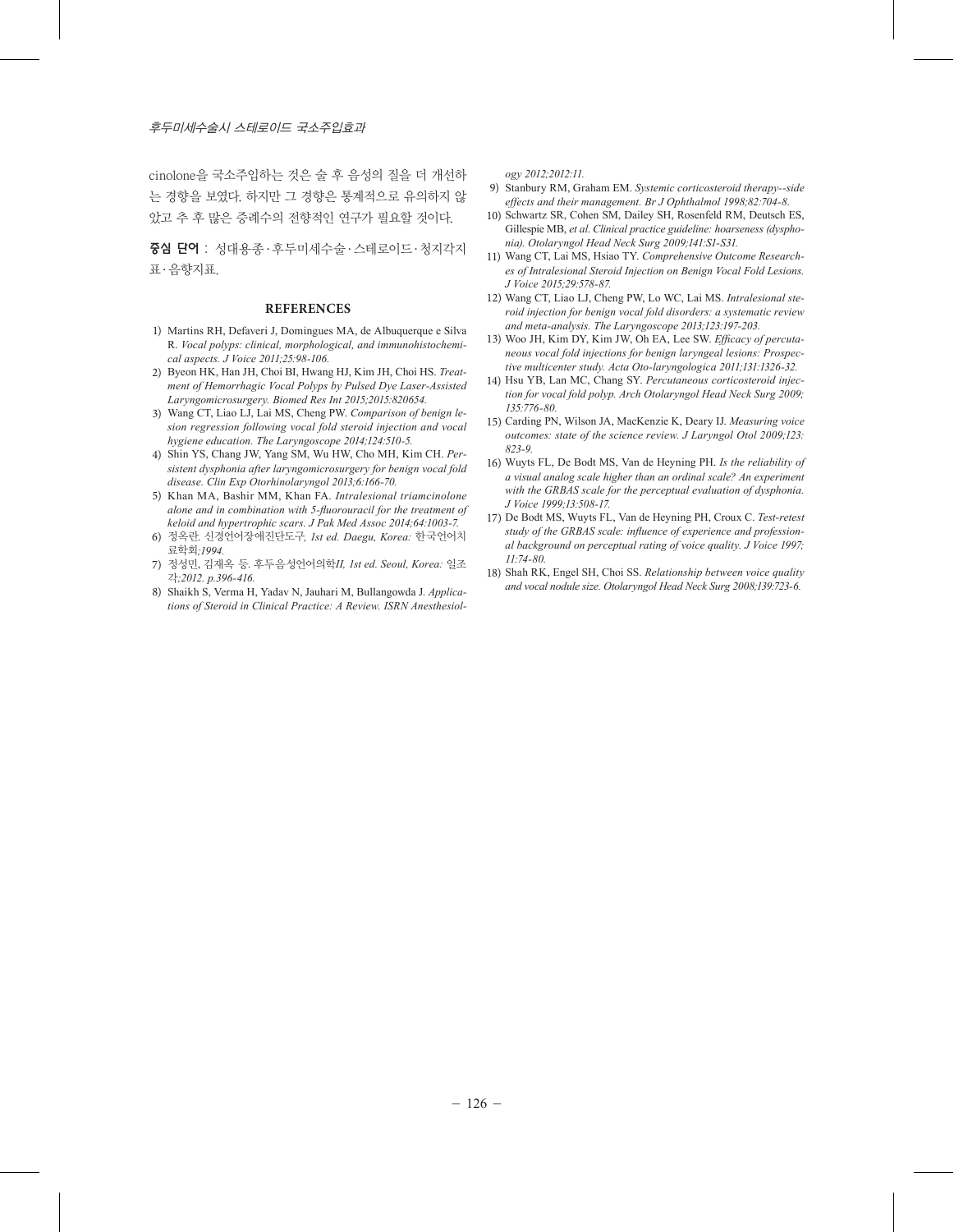cinolone을 국소주입하는 것은 술 후 음성의 질을 더 개선하는 경향을 보였다. 하지만 그 경향은 통계적으로 유의하지 않았고 추 후 많은 증례수의 전향적인 연구가 필요할 것이다.

**중심 단어** : 성대용종·후두미세수술·스테로이드·청지각지표·음향지표.

## REFERENCES

1) Martins RH, Defaveri J, Domingues MA, de Albuquerque e Silva R. *Vocal polyps: clinical, morphological, and immunohistochemical aspects. J Voice 2011;25:98-106.*
2) Byeon HK, Han JH, Choi BI, Hwang HJ, Kim JH, Choi HS. *Treatment of Hemorrhagic Vocal Polyps by Pulsed Dye Laser-Assisted Laryngomicrosurgery. Biomed Res Int 2015;2015:820654.*
3) Wang CT, Liao LJ, Lai MS, Cheng PW. *Comparison of benign lesion regression following vocal fold steroid injection and vocal hygiene education. The Laryngoscope 2014;124:510-5.*
4) Shin YS, Chang JW, Yang SM, Wu HW, Cho MH, Kim CH. *Persistent dysphonia after laryngomicrosurgery for benign vocal fold disease. Clin Exp Otorhinolaryngol 2013;6:166-70.*
5) Khan MA, Bashir MM, Khan FA. *Intralesional triamcinolone alone and in combination with 5-fluorouracil for the treatment of keloid and hypertrophic scars. J Pak Med Assoc 2014;64:1003-7.*
6) 정옥란. 신경언어장애진단도구, *1st ed. Daegu, Korea:* 한국언어치료학회*;1994.*
7) 정성민, 김재욱 등. 후두음성언어의학*II, 1st ed. Seoul, Korea:* 일조각*;2012. p.396-416.*
8) Shaikh S, Verma H, Yadav N, Jauhari M, Bullangowda J. *Applications of Steroid in Clinical Practice: A Review. ISRN Anesthesiology 2012;2012:11.*
9) Stanbury RM, Graham EM. *Systemic corticosteroid therapy--side effects and their management. Br J Ophthalmol 1998;82:704-8.*
10) Schwartz SR, Cohen SM, Dailey SH, Rosenfeld RM, Deutsch ES, Gillespie MB, *et al. Clinical practice guideline: hoarseness (dysphonia). Otolaryngol Head Neck Surg 2009;141:S1-S31.*
11) Wang CT, Lai MS, Hsiao TY. *Comprehensive Outcome Researches of Intralesional Steroid Injection on Benign Vocal Fold Lesions. J Voice 2015;29:578-87.*
12) Wang CT, Liao LJ, Cheng PW, Lo WC, Lai MS. *Intralesional steroid injection for benign vocal fold disorders: a systematic review and meta-analysis. The Laryngoscope 2013;123:197-203.*
13) Woo JH, Kim DY, Kim JW, Oh EA, Lee SW. *Efficacy of percutaneous vocal fold injections for benign laryngeal lesions: Prospective multicenter study. Acta Oto-laryngologica 2011;131:1326-32.*
14) Hsu YB, Lan MC, Chang SY. *Percutaneous corticosteroid injection for vocal fold polyp. Arch Otolaryngol Head Neck Surg 2009; 135:776-80.*
15) Carding PN, Wilson JA, MacKenzie K, Deary IJ. *Measuring voice outcomes: state of the science review. J Laryngol Otol 2009;123: 823-9.*
16) Wuyts FL, De Bodt MS, Van de Heyning PH. *Is the reliability of a visual analog scale higher than an ordinal scale? An experiment with the GRBAS scale for the perceptual evaluation of dysphonia. J Voice 1999;13:508-17.*
17) De Bodt MS, Wuyts FL, Van de Heyning PH, Croux C. *Test-retest study of the GRBAS scale: influence of experience and professional background on perceptual rating of voice quality. J Voice 1997; 11:74-80.*
18) Shah RK, Engel SH, Choi SS. *Relationship between voice quality and vocal nodule size. Otolaryngol Head Neck Surg 2008;139:723-6.*